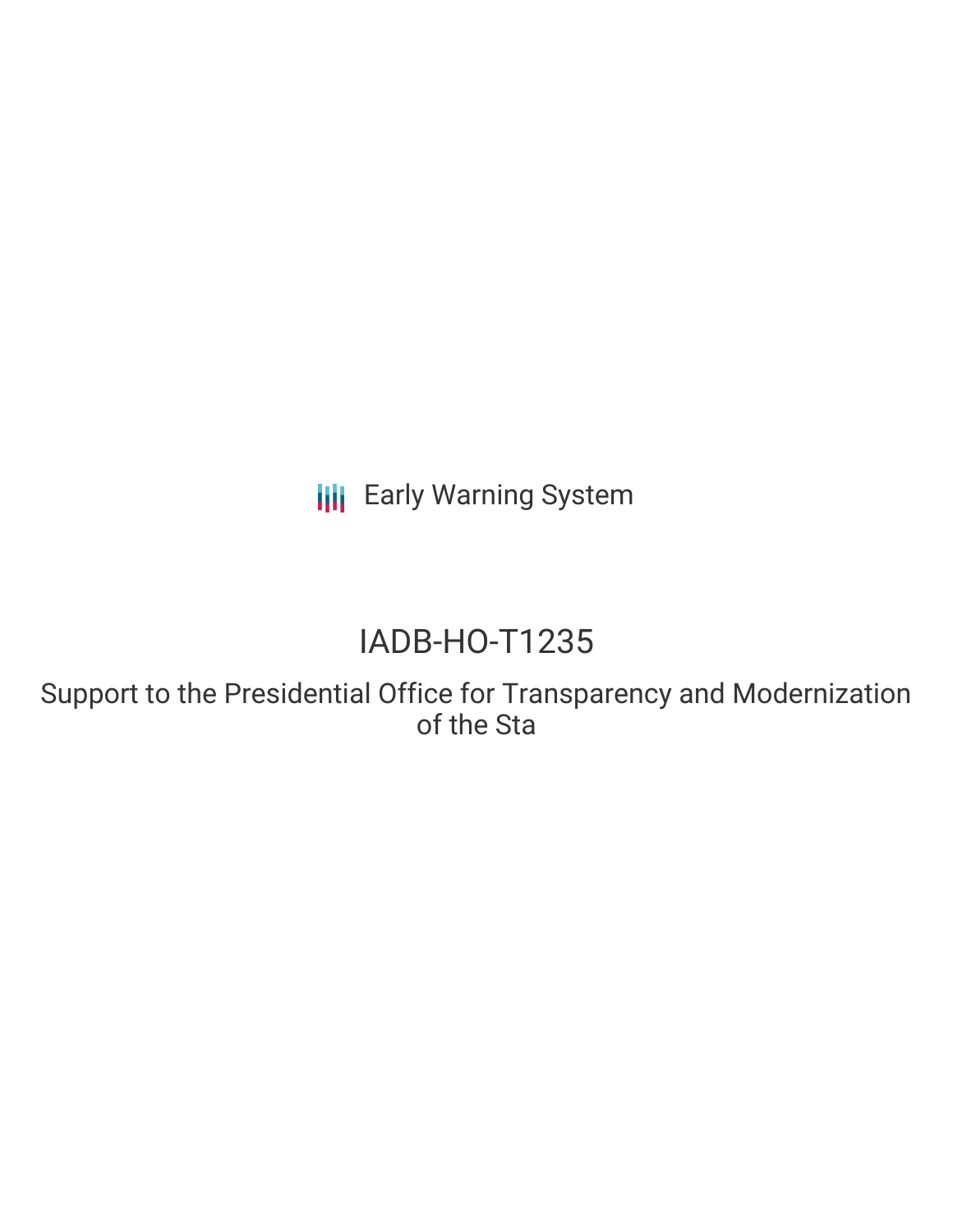Early Warning System

# IADB-HO-T1235

## Support to the Presidential Office for Transparency and Modernization of the Sta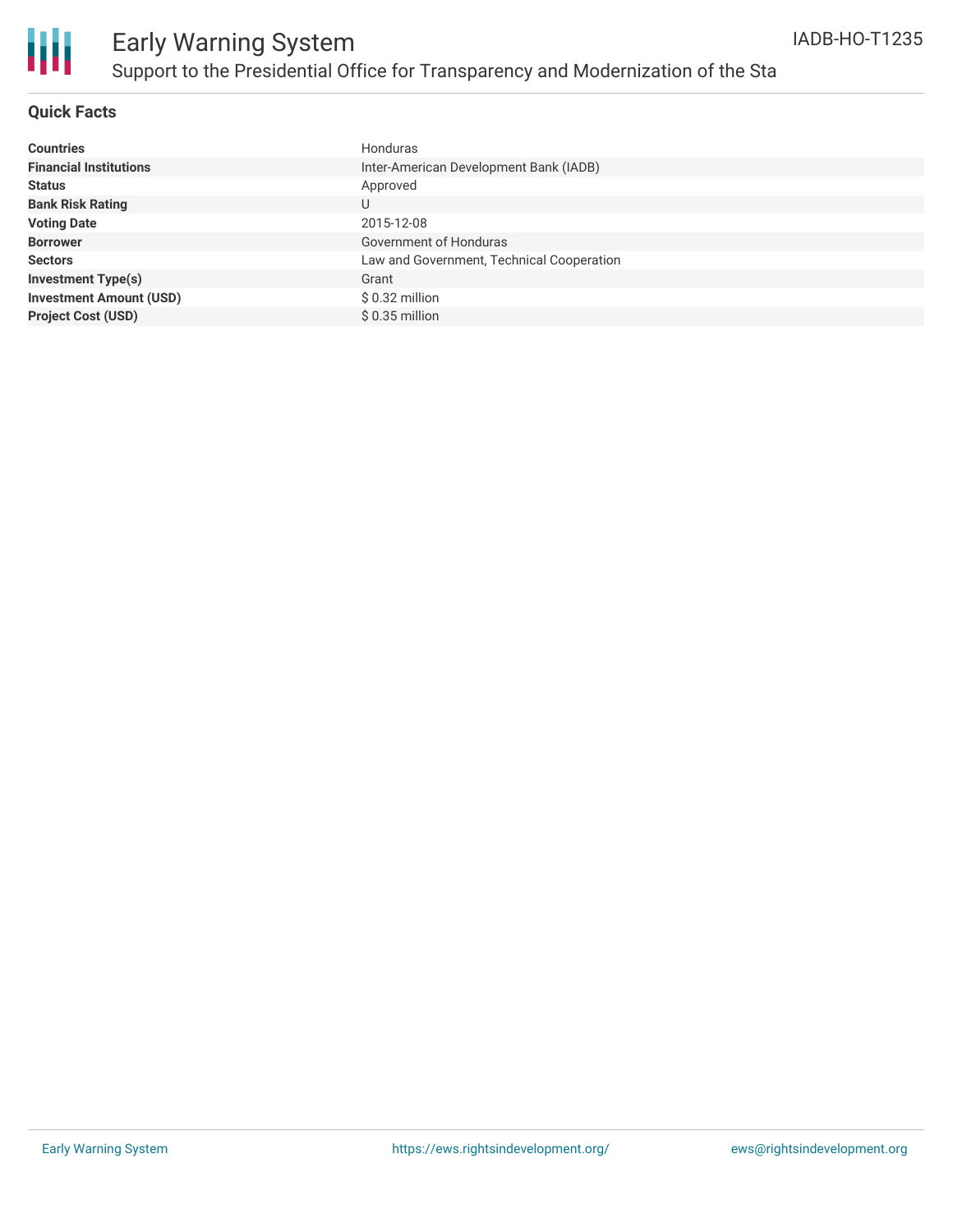## Quick Facts

| | |
|---|---|
| **Countries** | Honduras |
| **Financial Institutions** | Inter-American Development Bank (IADB) |
| **Status** | Approved |
| **Bank Risk Rating** | U |
| **Voting Date** | 2015-12-08 |
| **Borrower** | Government of Honduras |
| **Sectors** | Law and Government, Technical Cooperation |
| **Investment Type(s)** | Grant |
| **Investment Amount (USD)** | $ 0.32 million |
| **Project Cost (USD)** | $ 0.35 million |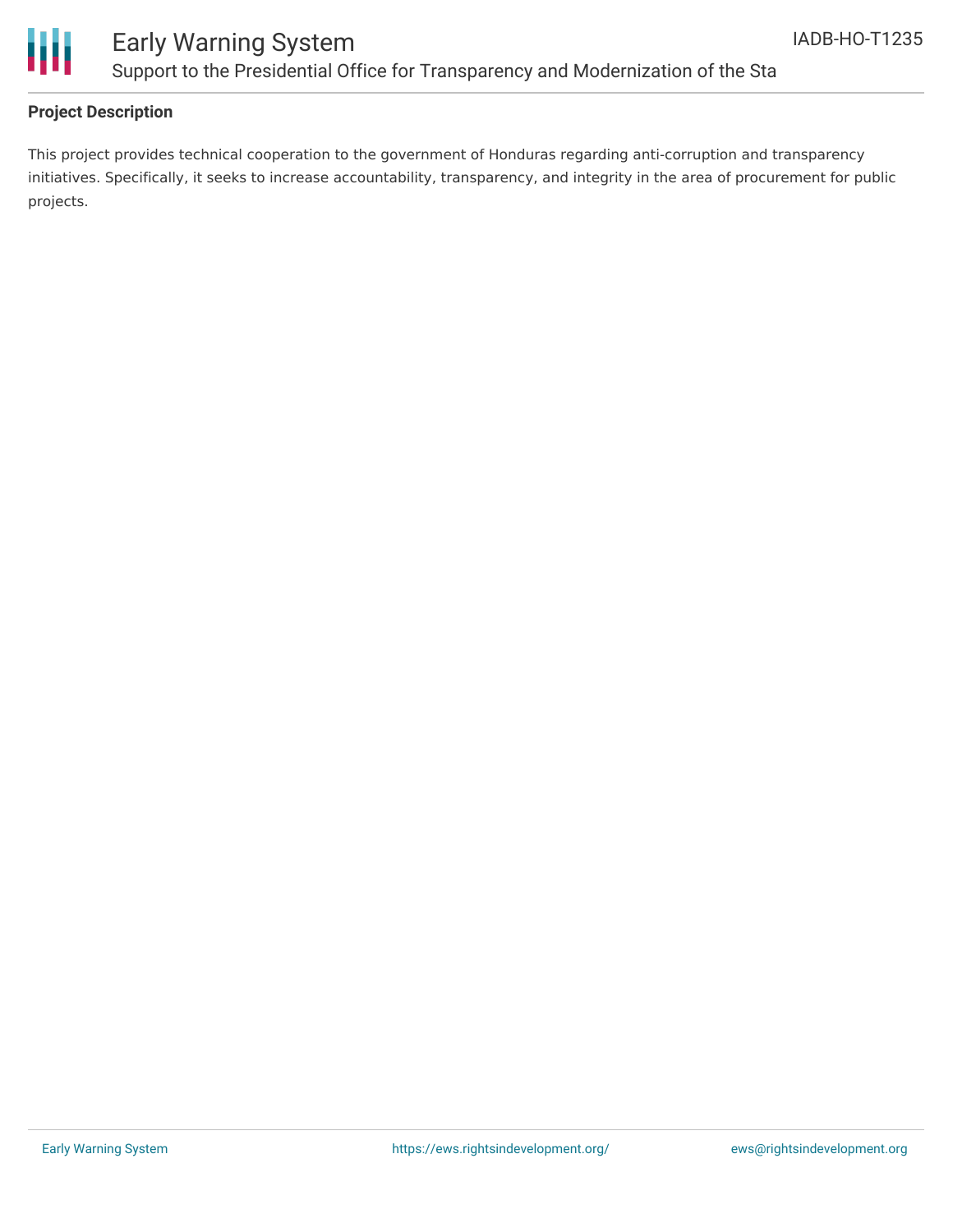## Project Description

This project provides technical cooperation to the government of Honduras regarding anti-corruption and transparency initiatives. Specifically, it seeks to increase accountability, transparency, and integrity in the area of procurement for public projects.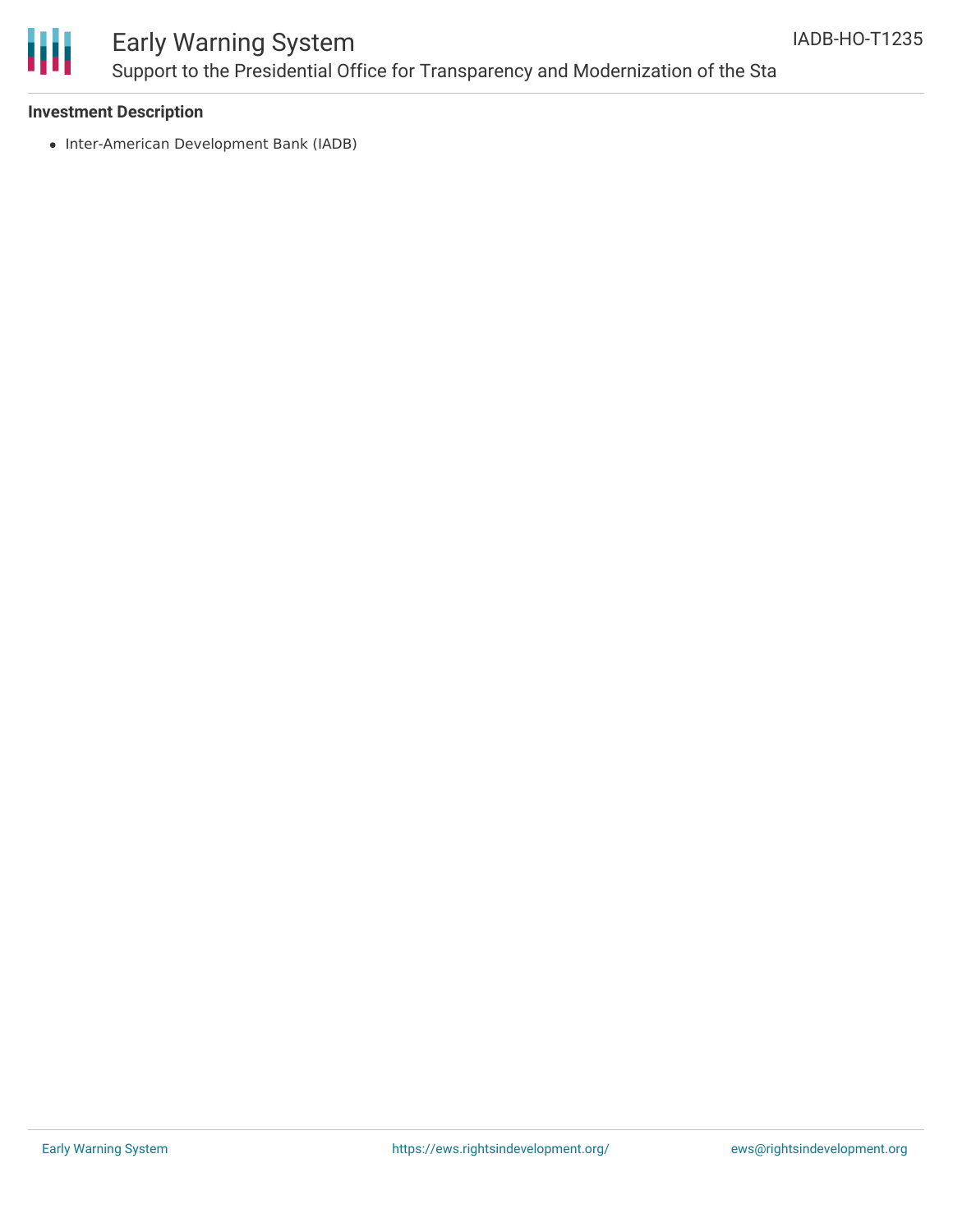**Investment Description**

- Inter-American Development Bank (IADB)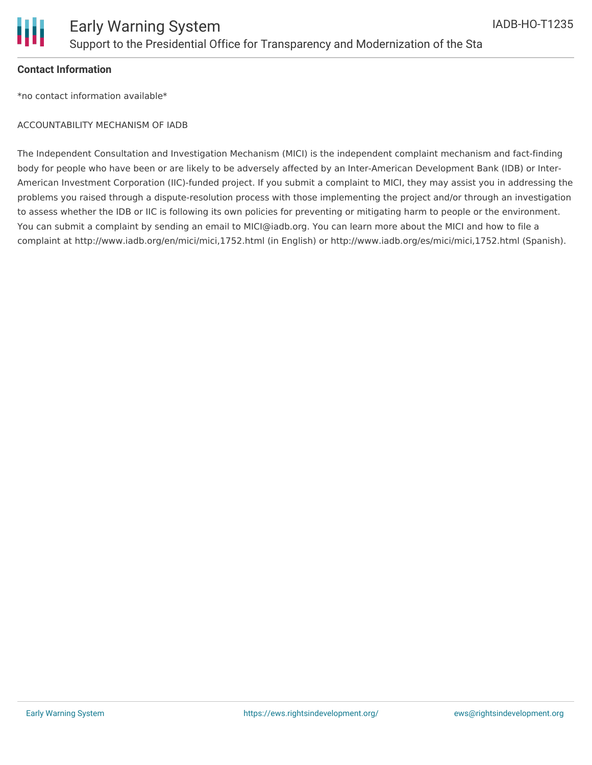**Contact Information**

*no contact information available*

ACCOUNTABILITY MECHANISM OF IADB

The Independent Consultation and Investigation Mechanism (MICI) is the independent complaint mechanism and fact-finding body for people who have been or are likely to be adversely affected by an Inter-American Development Bank (IDB) or Inter-American Investment Corporation (IIC)-funded project. If you submit a complaint to MICI, they may assist you in addressing the problems you raised through a dispute-resolution process with those implementing the project and/or through an investigation to assess whether the IDB or IIC is following its own policies for preventing or mitigating harm to people or the environment. You can submit a complaint by sending an email to MICI@iadb.org. You can learn more about the MICI and how to file a complaint at http://www.iadb.org/en/mici/mici,1752.html (in English) or http://www.iadb.org/es/mici/mici,1752.html (Spanish).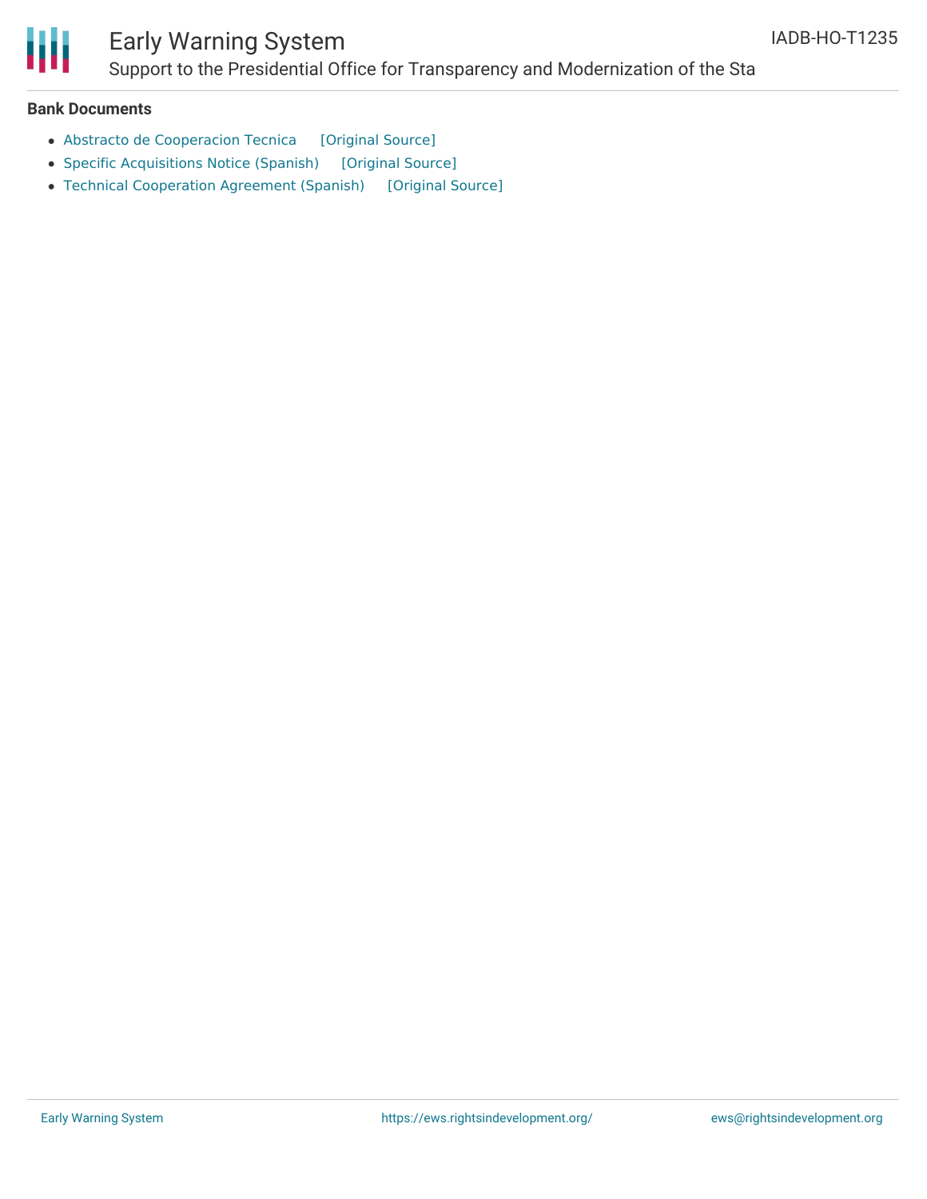**Bank Documents**

- Abstracto de Cooperacion Tecnica [Original Source]
- Specific Acquisitions Notice (Spanish) [Original Source]
- Technical Cooperation Agreement (Spanish) [Original Source]